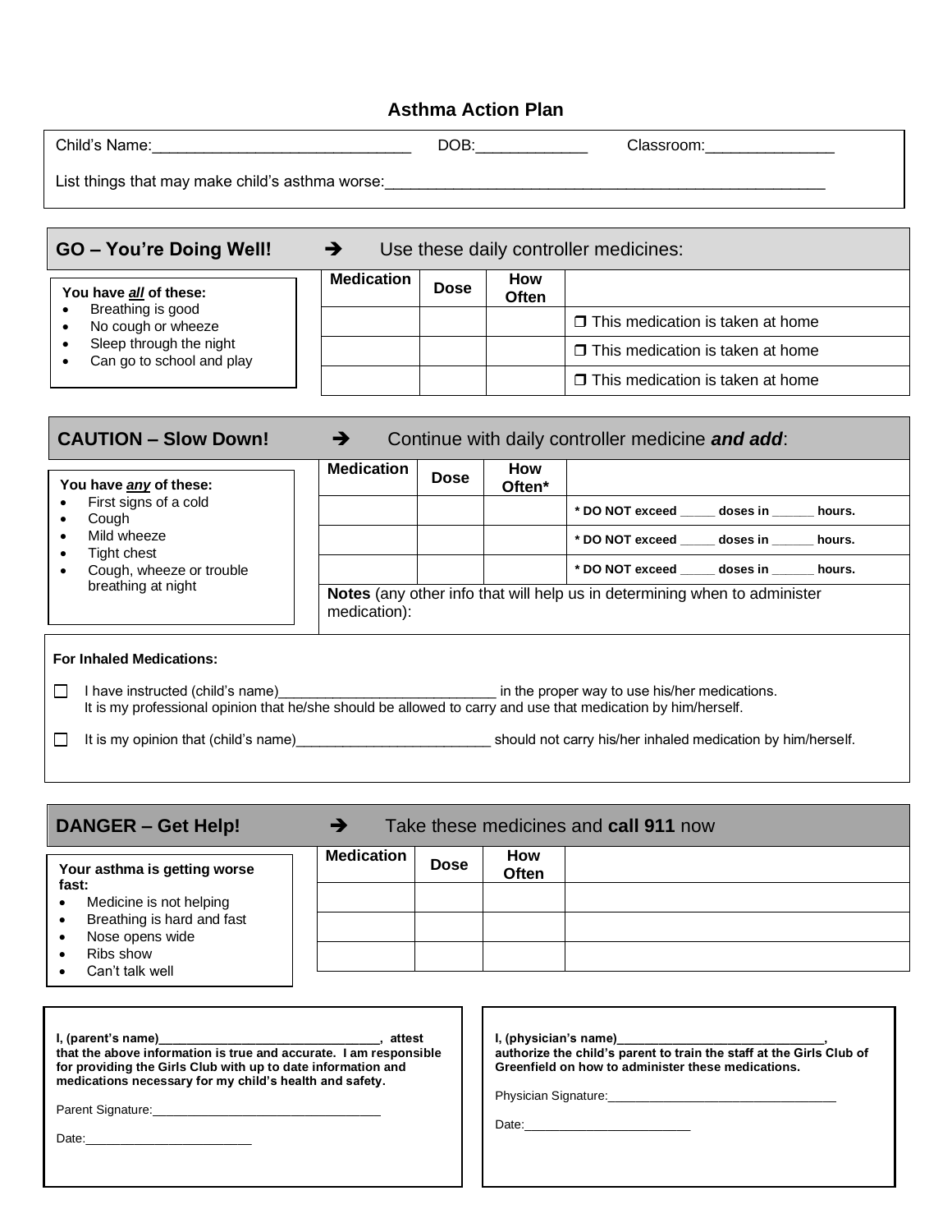# Asthma Action Plan

Child's Name:______________________________ DOB:____________ Classroom:______________

List things that may make child's asthma worse:____________________________________________________

## GO – You're Doing Well! ➔ Use these daily controller medicines:

**You have *all* of these:**
- Breathing is good
- No cough or wheeze
- Sleep through the night
- Can go to school and play

| Medication | Dose | How Often | |
|---|---|---|---|
| | | | ❐ This medication is taken at home |
| | | | ❐ This medication is taken at home |
| | | | ❐ This medication is taken at home |

## CAUTION – Slow Down! ➔ Continue with daily controller medicine ***and add***:

**You have *any* of these:**
- First signs of a cold
- Cough
- Mild wheeze
- Tight chest
- Cough, wheeze or trouble breathing at night

| Medication | Dose | How Often* | |
|---|---|---|---|
| | | | **\* DO NOT exceed _____ doses in ______ hours.** |
| | | | **\* DO NOT exceed _____ doses in ______ hours.** |
| | | | **\* DO NOT exceed _____ doses in ______ hours.** |

**Notes** (any other info that will help us in determining when to administer medication):

**For Inhaled Medications:**

☐ I have instructed (child's name)____________________________ in the proper way to use his/her medications. It is my professional opinion that he/she should be allowed to carry and use that medication by him/herself.

☐ It is my opinion that (child's name)_________________________ should not carry his/her inhaled medication by him/herself.

## DANGER – Get Help! ➔ Take these medicines and **call 911** now

**Your asthma is getting worse fast:**
- Medicine is not helping
- Breathing is hard and fast
- Nose opens wide
- Ribs show
- Can't talk well

| Medication | Dose | How Often | |
|---|---|---|---|
| | | | |
| | | | |
| | | | |

**I, (parent's name)________________________________, attest that the above information is true and accurate. I am responsible for providing the Girls Club with up to date information and medications necessary for my child's health and safety.**

Parent Signature:________________________________

Date:________________________

**I, (physician's name)______________________________, authorize the child's parent to train the staff at the Girls Club of Greenfield on how to administer these medications.**

Physician Signature:________________________________

Date:________________________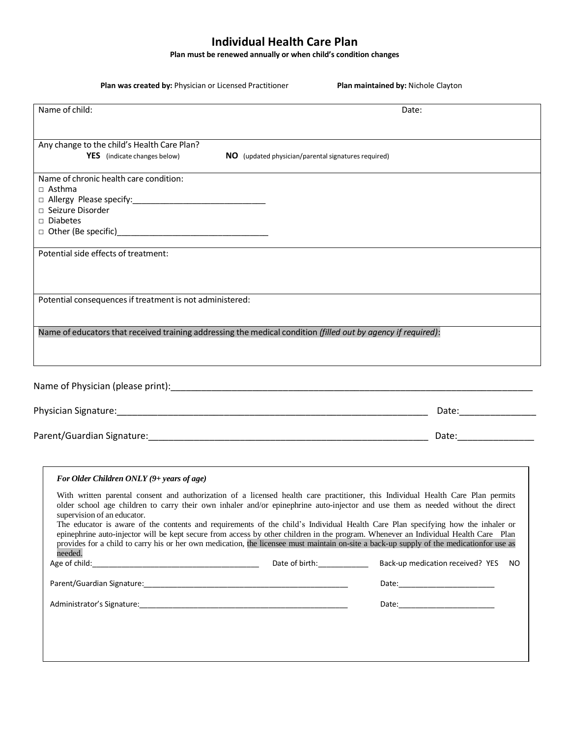# Individual Health Care Plan

**Plan must be renewed annually or when child's condition changes**

**Plan was created by:** Physician or Licensed Practitioner **Plan maintained by:** Nichole Clayton

Name of child: Date:

Any change to the child's Health Care Plan?
**YES** (indicate changes below) **NO** (updated physician/parental signatures required)

Name of chronic health care condition:

- □ Asthma
- □ Allergy Please specify:_____________________________
- □ Seizure Disorder
- □ Diabetes
- □ Other (Be specific)_________________________________

Potential side effects of treatment:

Potential consequences if treatment is not administered:

Name of educators that received training addressing the medical condition *(filled out by agency if required)*:

Name of Physician (please print):___________________________________________________________________________

Physician Signature:_________________________________________________________________ Date:_______________

Parent/Guardian Signature:___________________________________________________________ Date:_______________

***For Older Children ONLY (9+ years of age)***

With written parental consent and authorization of a licensed health care practitioner, this Individual Health Care Plan permits older school age children to carry their own inhaler and/or epinephrine auto-injector and use them as needed without the direct supervision of an educator.
The educator is aware of the contents and requirements of the child's Individual Health Care Plan specifying how the inhaler or epinephrine auto-injector will be kept secure from access by other children in the program. Whenever an Individual Health Care Plan provides for a child to carry his or her own medication, the licensee must maintain on-site a back-up supply of the medicationfor use as needed.

Age of child:________________________________________ Date of birth:____________ Back-up medication received? YES NO

Parent/Guardian Signature:___________________________________________________ Date:_______________________

Administrator's Signature:____________________________________________________ Date:_______________________